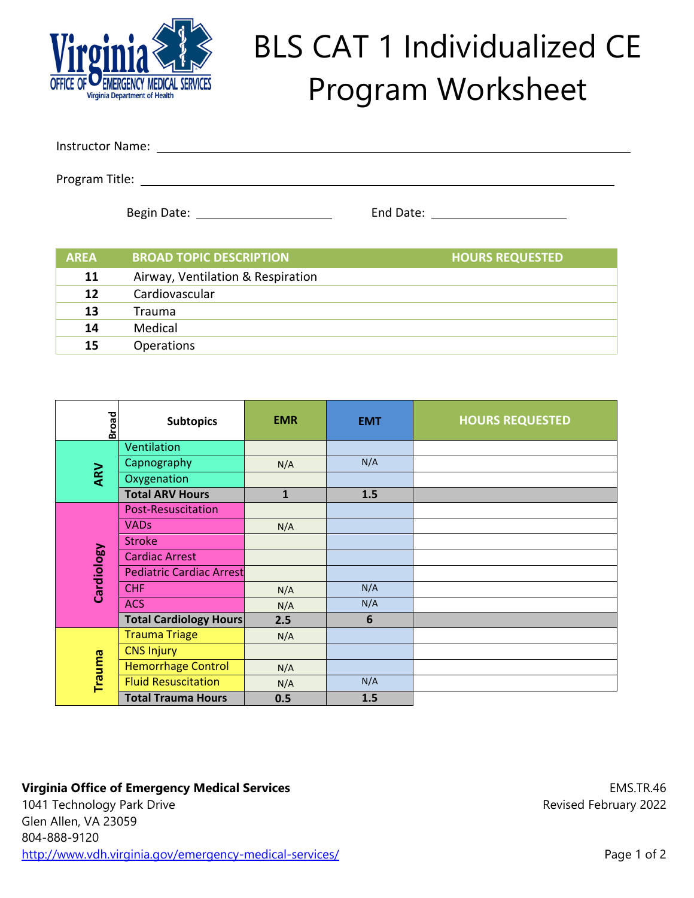# BLS CAT 1 Individualized CE Program Worksheet

Instructor Name: ______________________________

Program Title: ______________________________

Begin Date: ____________________ End Date: ____________________

| AREA | BROAD TOPIC DESCRIPTION | HOURS REQUESTED |
|---|---|---|
| 11 | Airway, Ventilation & Respiration | |
| 12 | Cardiovascular | |
| 13 | Trauma | |
| 14 | Medical | |
| 15 | Operations | |

| Broad | Subtopics | EMR | EMT | HOURS REQUESTED |
|---|---|---|---|---|
| ARV | Ventilation | | | |
| | Capnography | N/A | N/A | |
| | Oxygenation | | | |
| | **Total ARV Hours** | **1** | **1.5** | |
| Cardiology | Post-Resuscitation | | | |
| | VADs | N/A | | |
| | Stroke | | | |
| | Cardiac Arrest | | | |
| | Pediatric Cardiac Arrest | | | |
| | CHF | N/A | N/A | |
| | ACS | N/A | N/A | |
| | **Total Cardiology Hours** | **2.5** | **6** | |
| Trauma | Trauma Triage | N/A | | |
| | CNS Injury | | | |
| | Hemorrhage Control | N/A | | |
| | Fluid Resuscitation | N/A | N/A | |
| | **Total Trauma Hours** | **0.5** | **1.5** | |

**Virginia Office of Emergency Medical Services**
1041 Technology Park Drive
Glen Allen, VA 23059
804-888-9120
http://www.vdh.virginia.gov/emergency-medical-services/

EMS.TR.46
Revised February 2022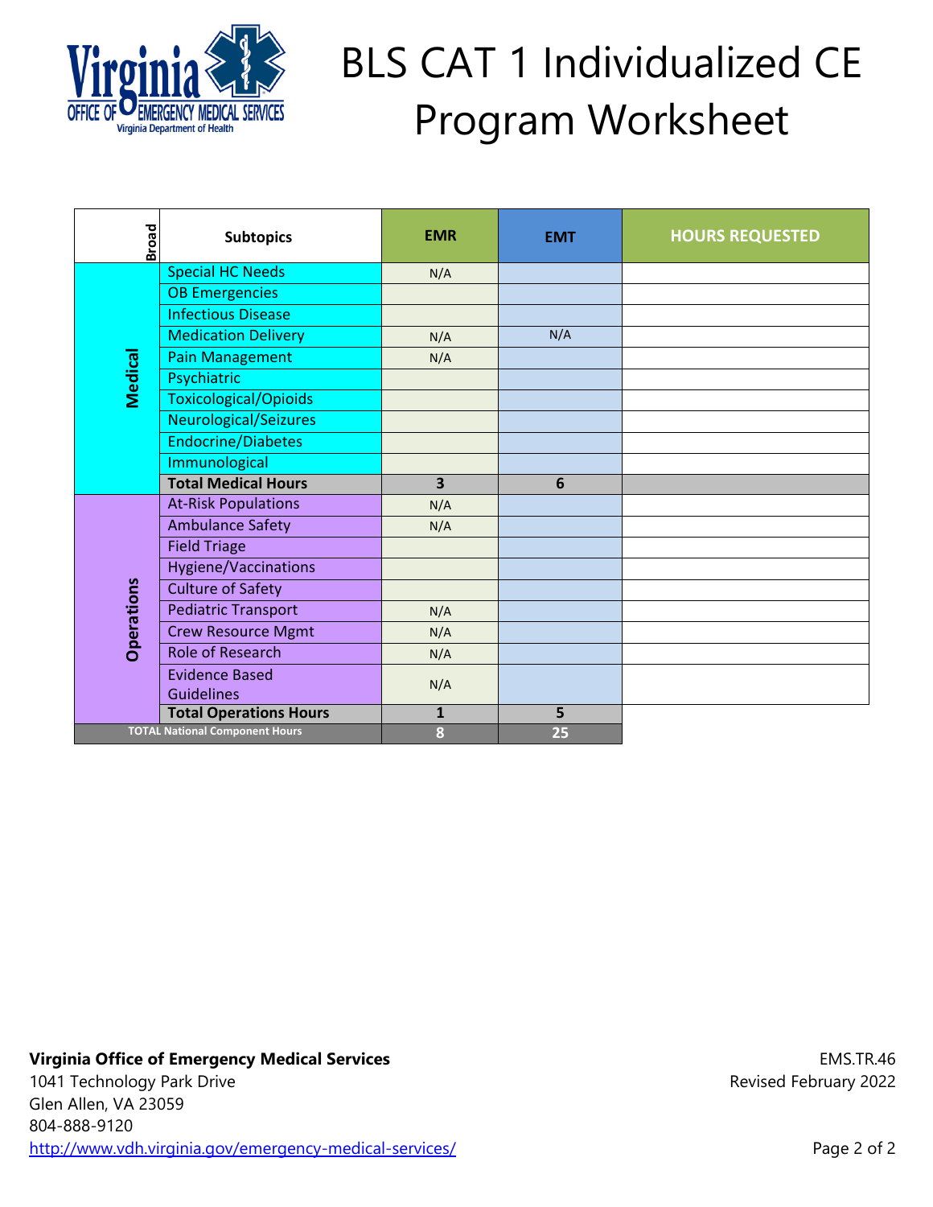# BLS CAT 1 Individualized CE Program Worksheet

| Broad | Subtopics | EMR | EMT | HOURS REQUESTED |
|---|---|---|---|---|
| Medical | Special HC Needs | N/A | | |
| | OB Emergencies | | | |
| | Infectious Disease | | | |
| | Medication Delivery | N/A | N/A | |
| | Pain Management | N/A | | |
| | Psychiatric | | | |
| | Toxicological/Opioids | | | |
| | Neurological/Seizures | | | |
| | Endocrine/Diabetes | | | |
| | Immunological | | | |
| | **Total Medical Hours** | **3** | **6** | |
| Operations | At-Risk Populations | N/A | | |
| | Ambulance Safety | N/A | | |
| | Field Triage | | | |
| | Hygiene/Vaccinations | | | |
| | Culture of Safety | | | |
| | Pediatric Transport | N/A | | |
| | Crew Resource Mgmt | N/A | | |
| | Role of Research | N/A | | |
| | Evidence Based Guidelines | N/A | | |
| | **Total Operations Hours** | **1** | **5** | |
| **TOTAL National Component Hours** | | **8** | **25** | |

**Virginia Office of Emergency Medical Services**
1041 Technology Park Drive
Glen Allen, VA 23059
804-888-9120
http://www.vdh.virginia.gov/emergency-medical-services/

EMS.TR.46
Revised February 2022